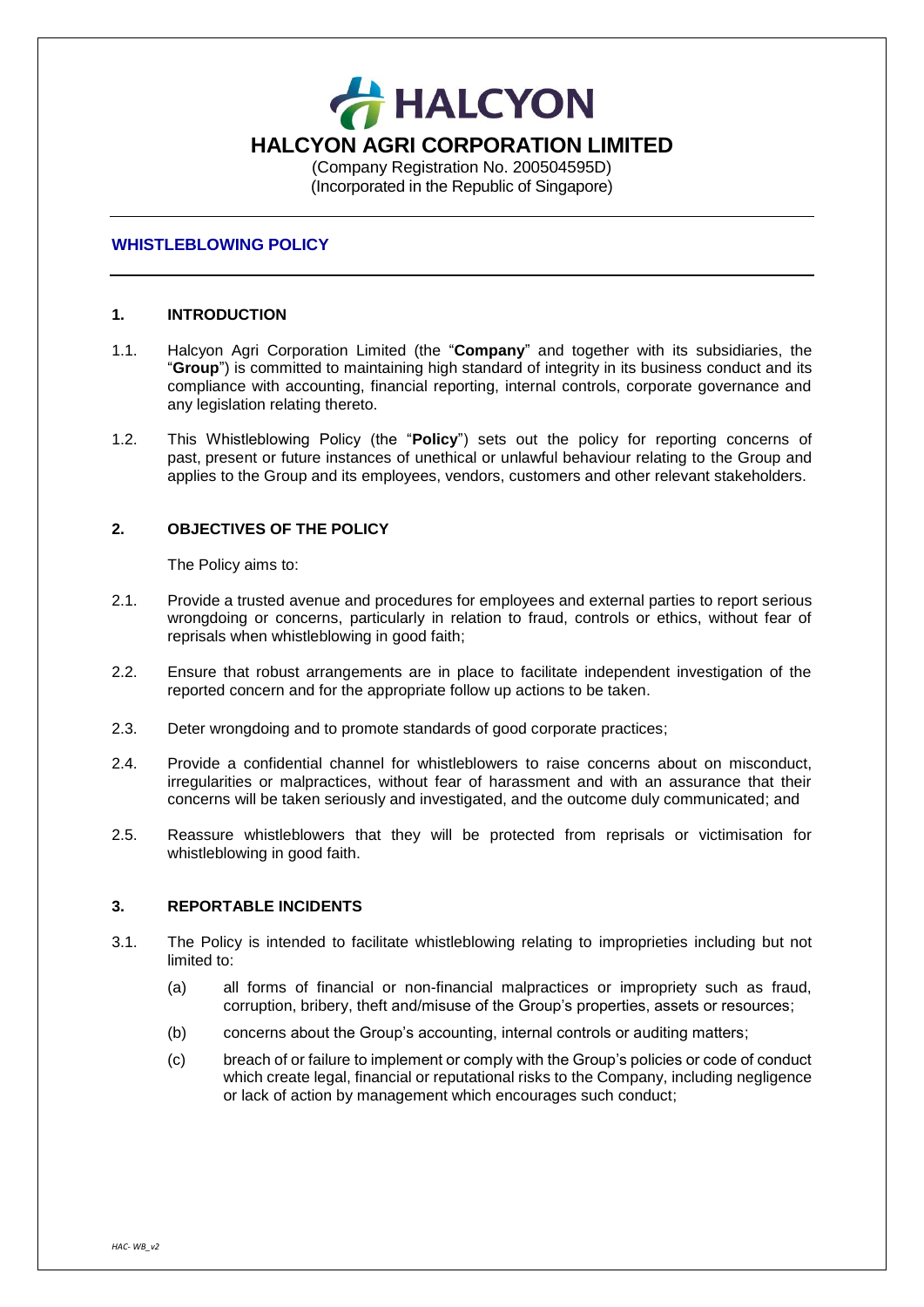# HALCYON AGRI CORPORATION LIMITED

(Company Registration No. 200504595D)
(Incorporated in the Republic of Singapore)

---

## WHISTLEBLOWING POLICY

---

### 1. INTRODUCTION

1.1. Halcyon Agri Corporation Limited (the "**Company**" and together with its subsidiaries, the "**Group**") is committed to maintaining high standard of integrity in its business conduct and its compliance with accounting, financial reporting, internal controls, corporate governance and any legislation relating thereto.

1.2. This Whistleblowing Policy (the "**Policy**") sets out the policy for reporting concerns of past, present or future instances of unethical or unlawful behaviour relating to the Group and applies to the Group and its employees, vendors, customers and other relevant stakeholders.

### 2. OBJECTIVES OF THE POLICY

The Policy aims to:

2.1. Provide a trusted avenue and procedures for employees and external parties to report serious wrongdoing or concerns, particularly in relation to fraud, controls or ethics, without fear of reprisals when whistleblowing in good faith;

2.2. Ensure that robust arrangements are in place to facilitate independent investigation of the reported concern and for the appropriate follow up actions to be taken.

2.3. Deter wrongdoing and to promote standards of good corporate practices;

2.4. Provide a confidential channel for whistleblowers to raise concerns about on misconduct, irregularities or malpractices, without fear of harassment and with an assurance that their concerns will be taken seriously and investigated, and the outcome duly communicated; and

2.5. Reassure whistleblowers that they will be protected from reprisals or victimisation for whistleblowing in good faith.

### 3. REPORTABLE INCIDENTS

3.1. The Policy is intended to facilitate whistleblowing relating to improprieties including but not limited to:

(a) all forms of financial or non-financial malpractices or impropriety such as fraud, corruption, bribery, theft and/misuse of the Group's properties, assets or resources;

(b) concerns about the Group's accounting, internal controls or auditing matters;

(c) breach of or failure to implement or comply with the Group's policies or code of conduct which create legal, financial or reputational risks to the Company, including negligence or lack of action by management which encourages such conduct;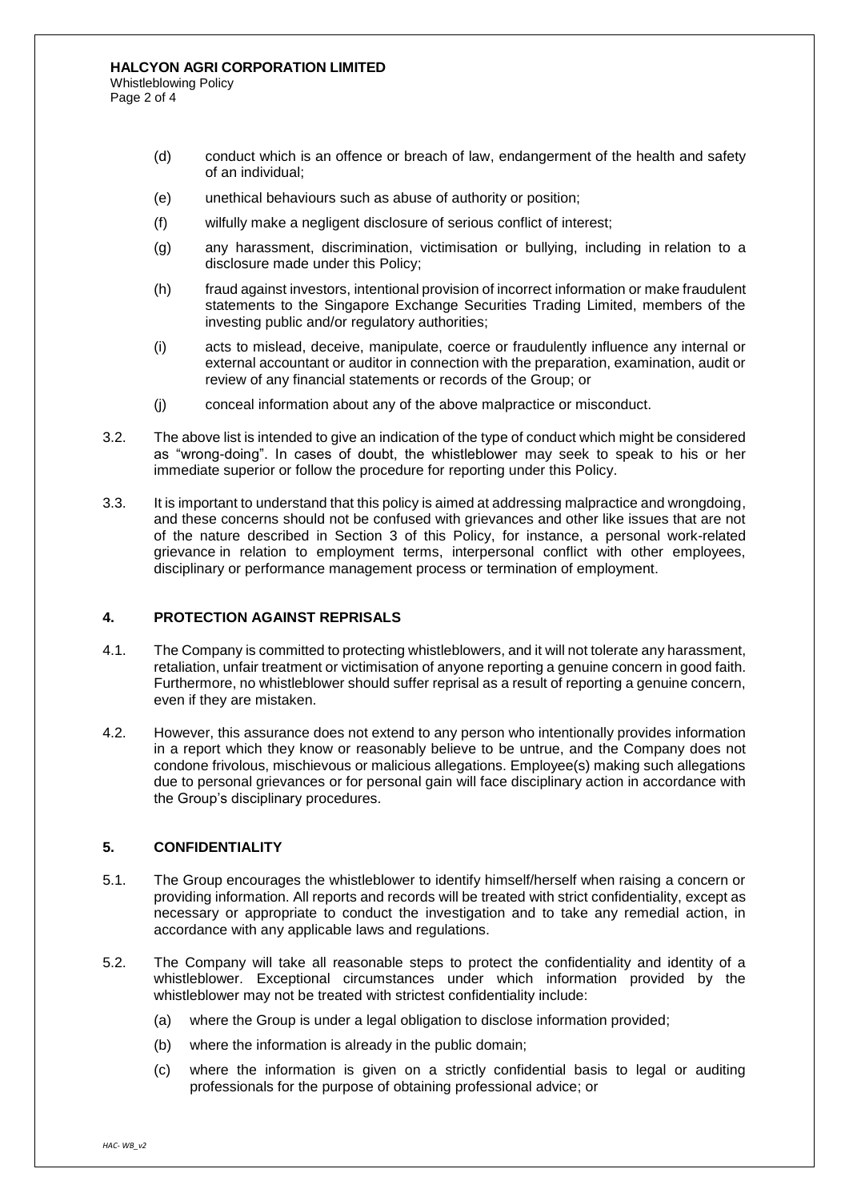(d) conduct which is an offence or breach of law, endangerment of the health and safety of an individual;

(e) unethical behaviours such as abuse of authority or position;

(f) wilfully make a negligent disclosure of serious conflict of interest;

(g) any harassment, discrimination, victimisation or bullying, including in relation to a disclosure made under this Policy;

(h) fraud against investors, intentional provision of incorrect information or make fraudulent statements to the Singapore Exchange Securities Trading Limited, members of the investing public and/or regulatory authorities;

(i) acts to mislead, deceive, manipulate, coerce or fraudulently influence any internal or external accountant or auditor in connection with the preparation, examination, audit or review of any financial statements or records of the Group; or

(j) conceal information about any of the above malpractice or misconduct.

3.2. The above list is intended to give an indication of the type of conduct which might be considered as "wrong-doing". In cases of doubt, the whistleblower may seek to speak to his or her immediate superior or follow the procedure for reporting under this Policy.

3.3. It is important to understand that this policy is aimed at addressing malpractice and wrongdoing, and these concerns should not be confused with grievances and other like issues that are not of the nature described in Section 3 of this Policy, for instance, a personal work-related grievance in relation to employment terms, interpersonal conflict with other employees, disciplinary or performance management process or termination of employment.

## 4. PROTECTION AGAINST REPRISALS

4.1. The Company is committed to protecting whistleblowers, and it will not tolerate any harassment, retaliation, unfair treatment or victimisation of anyone reporting a genuine concern in good faith. Furthermore, no whistleblower should suffer reprisal as a result of reporting a genuine concern, even if they are mistaken.

4.2. However, this assurance does not extend to any person who intentionally provides information in a report which they know or reasonably believe to be untrue, and the Company does not condone frivolous, mischievous or malicious allegations. Employee(s) making such allegations due to personal grievances or for personal gain will face disciplinary action in accordance with the Group's disciplinary procedures.

## 5. CONFIDENTIALITY

5.1. The Group encourages the whistleblower to identify himself/herself when raising a concern or providing information. All reports and records will be treated with strict confidentiality, except as necessary or appropriate to conduct the investigation and to take any remedial action, in accordance with any applicable laws and regulations.

5.2. The Company will take all reasonable steps to protect the confidentiality and identity of a whistleblower. Exceptional circumstances under which information provided by the whistleblower may not be treated with strictest confidentiality include:

(a) where the Group is under a legal obligation to disclose information provided;

(b) where the information is already in the public domain;

(c) where the information is given on a strictly confidential basis to legal or auditing professionals for the purpose of obtaining professional advice; or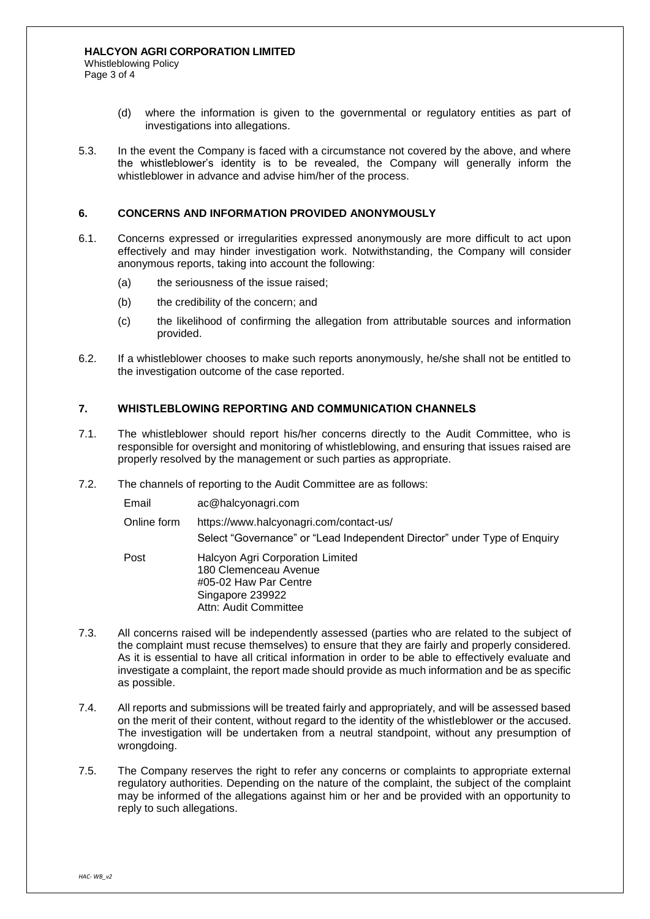(d) where the information is given to the governmental or regulatory entities as part of investigations into allegations.

5.3. In the event the Company is faced with a circumstance not covered by the above, and where the whistleblower's identity is to be revealed, the Company will generally inform the whistleblower in advance and advise him/her of the process.

## 6. CONCERNS AND INFORMATION PROVIDED ANONYMOUSLY

6.1. Concerns expressed or irregularities expressed anonymously are more difficult to act upon effectively and may hinder investigation work. Notwithstanding, the Company will consider anonymous reports, taking into account the following:

(a) the seriousness of the issue raised;

(b) the credibility of the concern; and

(c) the likelihood of confirming the allegation from attributable sources and information provided.

6.2. If a whistleblower chooses to make such reports anonymously, he/she shall not be entitled to the investigation outcome of the case reported.

## 7. WHISTLEBLOWING REPORTING AND COMMUNICATION CHANNELS

7.1. The whistleblower should report his/her concerns directly to the Audit Committee, who is responsible for oversight and monitoring of whistleblowing, and ensuring that issues raised are properly resolved by the management or such parties as appropriate.

7.2. The channels of reporting to the Audit Committee are as follows:

| | |
|---|---|
| Email | ac@halcyonagri.com |
| Online form | https://www.halcyonagri.com/contact-us/<br>Select "Governance" or "Lead Independent Director" under Type of Enquiry |
| Post | Halcyon Agri Corporation Limited<br>180 Clemenceau Avenue<br>#05-02 Haw Par Centre<br>Singapore 239922<br>Attn: Audit Committee |

7.3. All concerns raised will be independently assessed (parties who are related to the subject of the complaint must recuse themselves) to ensure that they are fairly and properly considered. As it is essential to have all critical information in order to be able to effectively evaluate and investigate a complaint, the report made should provide as much information and be as specific as possible.

7.4. All reports and submissions will be treated fairly and appropriately, and will be assessed based on the merit of their content, without regard to the identity of the whistleblower or the accused. The investigation will be undertaken from a neutral standpoint, without any presumption of wrongdoing.

7.5. The Company reserves the right to refer any concerns or complaints to appropriate external regulatory authorities. Depending on the nature of the complaint, the subject of the complaint may be informed of the allegations against him or her and be provided with an opportunity to reply to such allegations.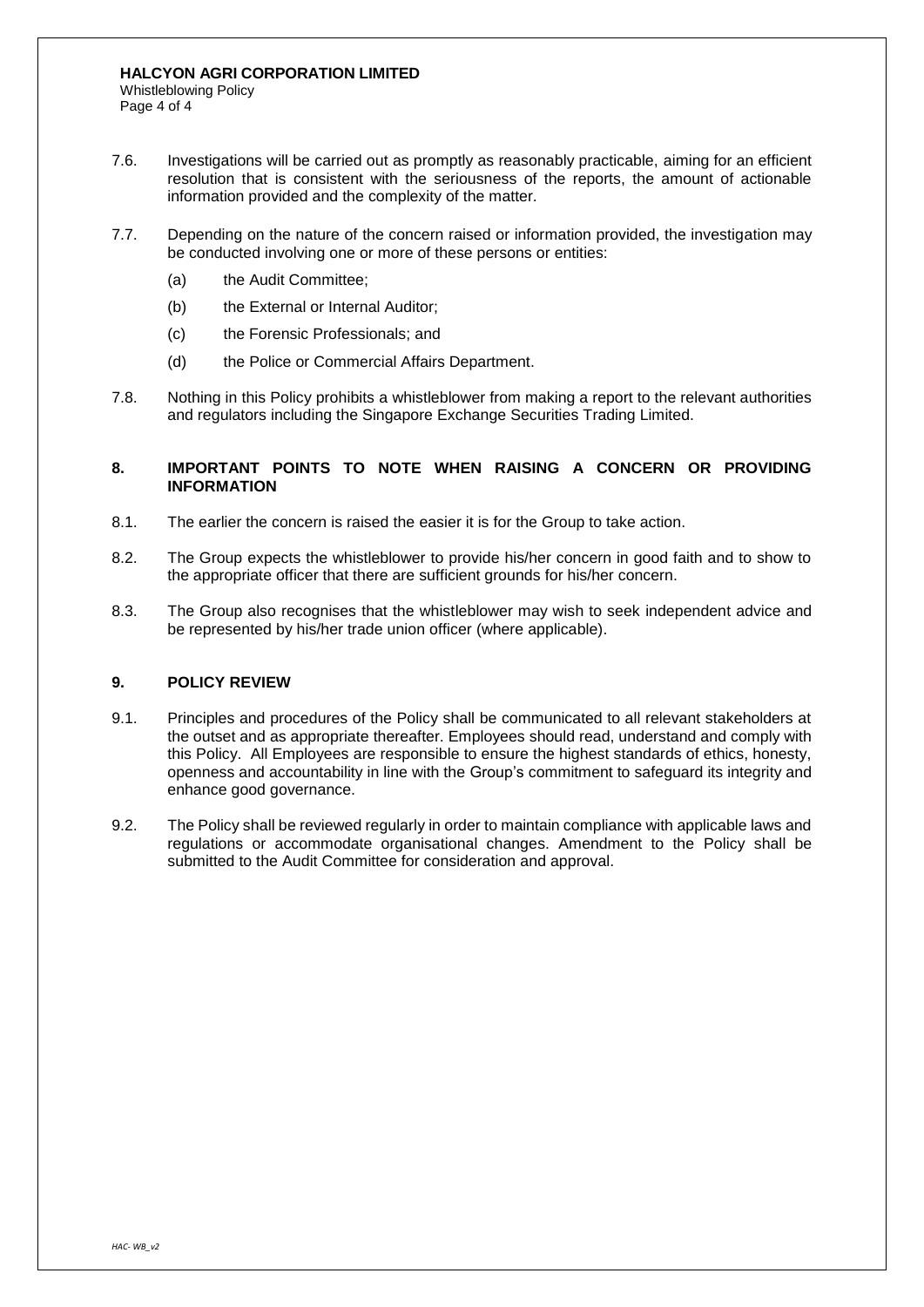7.6. Investigations will be carried out as promptly as reasonably practicable, aiming for an efficient resolution that is consistent with the seriousness of the reports, the amount of actionable information provided and the complexity of the matter.

7.7. Depending on the nature of the concern raised or information provided, the investigation may be conducted involving one or more of these persons or entities:

(a) the Audit Committee;

(b) the External or Internal Auditor;

(c) the Forensic Professionals; and

(d) the Police or Commercial Affairs Department.

7.8. Nothing in this Policy prohibits a whistleblower from making a report to the relevant authorities and regulators including the Singapore Exchange Securities Trading Limited.

## 8. IMPORTANT POINTS TO NOTE WHEN RAISING A CONCERN OR PROVIDING INFORMATION

8.1. The earlier the concern is raised the easier it is for the Group to take action.

8.2. The Group expects the whistleblower to provide his/her concern in good faith and to show to the appropriate officer that there are sufficient grounds for his/her concern.

8.3. The Group also recognises that the whistleblower may wish to seek independent advice and be represented by his/her trade union officer (where applicable).

## 9. POLICY REVIEW

9.1. Principles and procedures of the Policy shall be communicated to all relevant stakeholders at the outset and as appropriate thereafter. Employees should read, understand and comply with this Policy. All Employees are responsible to ensure the highest standards of ethics, honesty, openness and accountability in line with the Group's commitment to safeguard its integrity and enhance good governance.

9.2. The Policy shall be reviewed regularly in order to maintain compliance with applicable laws and regulations or accommodate organisational changes. Amendment to the Policy shall be submitted to the Audit Committee for consideration and approval.